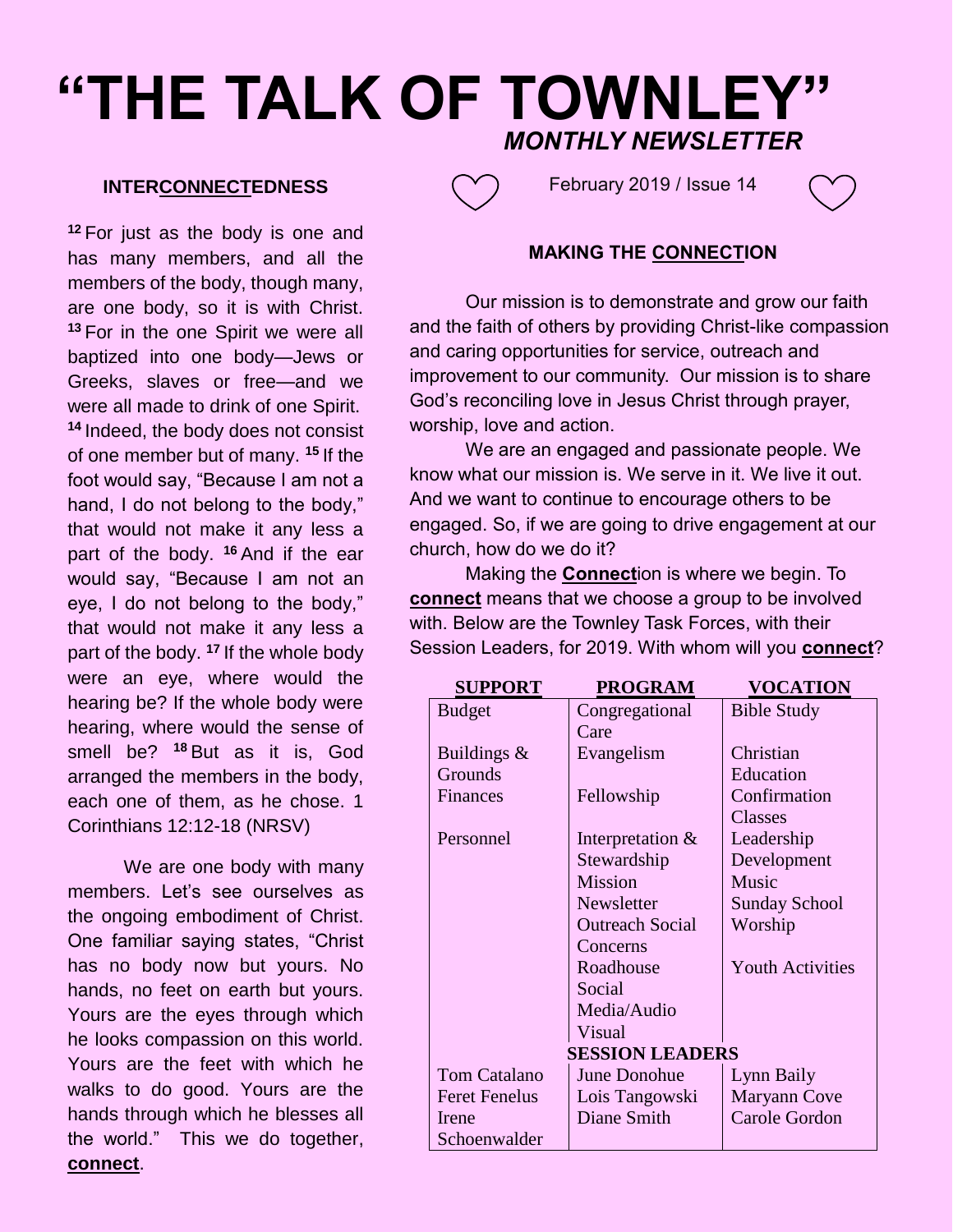# "THE TALK OF TOWNLEY"

***MONTHLY NEWSLETTER***

February 2019 / Issue 14

## INTER<u>CONNECT</u>EDNESS

[12] For just as the body is one and has many members, and all the members of the body, though many, are one body, so it is with Christ. [13] For in the one Spirit we were all baptized into one body—Jews or Greeks, slaves or free—and we were all made to drink of one Spirit. [14] Indeed, the body does not consist of one member but of many. [15] If the foot would say, "Because I am not a hand, I do not belong to the body," that would not make it any less a part of the body. [16] And if the ear would say, "Because I am not an eye, I do not belong to the body," that would not make it any less a part of the body. [17] If the whole body were an eye, where would the hearing be? If the whole body were hearing, where would the sense of smell be? [18] But as it is, God arranged the members in the body, each one of them, as he chose. 1 Corinthians 12:12-18 (NRSV)

We are one body with many members. Let's see ourselves as the ongoing embodiment of Christ. One familiar saying states, "Christ has no body now but yours. No hands, no feet on earth but yours. Yours are the eyes through which he looks compassion on this world. Yours are the feet with which he walks to do good. Yours are the hands through which he blesses all the world." This we do together, **<u>connect</u>**.

## MAKING THE <u>CONNECT</u>ION

Our mission is to demonstrate and grow our faith and the faith of others by providing Christ-like compassion and caring opportunities for service, outreach and improvement to our community. Our mission is to share God's reconciling love in Jesus Christ through prayer, worship, love and action.

We are an engaged and passionate people. We know what our mission is. We serve in it. We live it out. And we want to continue to encourage others to be engaged. So, if we are going to drive engagement at our church, how do we do it?

Making the **<u>Connect</u>**ion is where we begin. To **<u>connect</u>** means that we choose a group to be involved with. Below are the Townley Task Forces, with their Session Leaders, for 2019. With whom will you **<u>connect</u>**?

| SUPPORT | PROGRAM | VOCATION |
|---|---|---|
| Budget | Congregational Care | Bible Study |
| Buildings & Grounds | Evangelism | Christian Education |
| Finances | Fellowship | Confirmation Classes |
| Personnel | Interpretation & Stewardship | Leadership Development |
| | Mission | Music |
| | Newsletter | Sunday School |
| | Outreach Social Concerns | Worship |
| | Roadhouse Social | Youth Activities |
| | Media/Audio Visual | |
| **SESSION LEADERS** | | |
| Tom Catalano | June Donohue | Lynn Baily |
| Feret Fenelus | Lois Tangowski | Maryann Cove |
| Irene Schoenwalder | Diane Smith | Carole Gordon |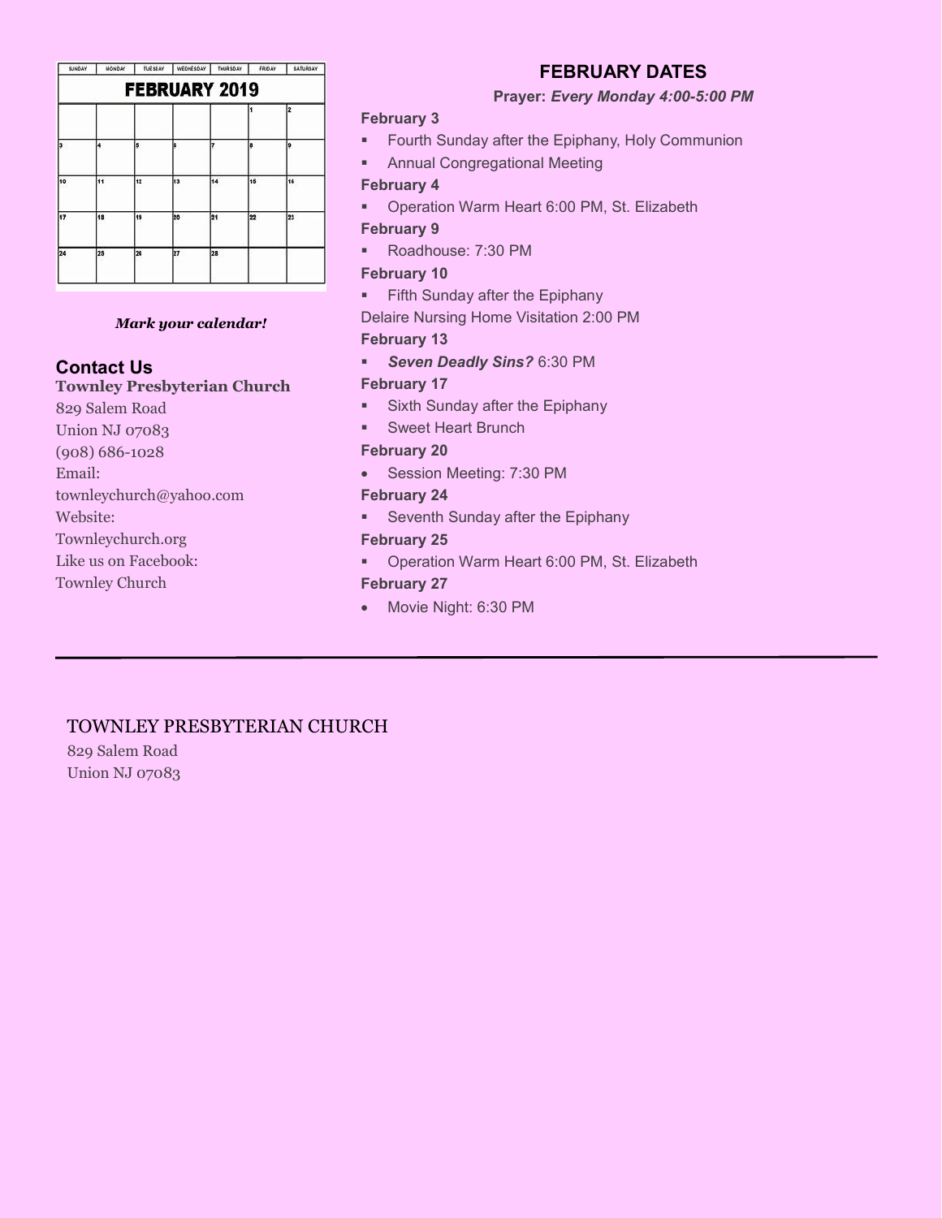| SUNDAY | MONDAY | TUESDAY | WEDNESDAY | THURSDAY | FRIDAY | SATURDAY |
| --- | --- | --- | --- | --- | --- | --- |
| **FEBRUARY 2019** | | | | | | |
| | | | | | 1 | 2 |
| 3 | 4 | 5 | 6 | 7 | 8 | 9 |
| 10 | 11 | 12 | 13 | 14 | 15 | 16 |
| 17 | 18 | 19 | 20 | 21 | 22 | 23 |
| 24 | 25 | 26 | 27 | 28 | | |

***Mark your calendar!***

## Contact Us

**Townley Presbyterian Church**
829 Salem Road
Union NJ 07083
(908) 686-1028
Email:
townleychurch@yahoo.com
Website:
Townleychurch.org
Like us on Facebook:
Townley Church

## FEBRUARY DATES

**Prayer:** ***Every Monday 4:00-5:00 PM***

**February 3**

- Fourth Sunday after the Epiphany, Holy Communion
- Annual Congregational Meeting

**February 4**

- Operation Warm Heart 6:00 PM, St. Elizabeth

**February 9**

- Roadhouse: 7:30 PM

**February 10**

- Fifth Sunday after the Epiphany

Delaire Nursing Home Visitation 2:00 PM

**February 13**

- ***Seven Deadly Sins?*** 6:30 PM

**February 17**

- Sixth Sunday after the Epiphany
- Sweet Heart Brunch

**February 20**

- Session Meeting: 7:30 PM

**February 24**

- Seventh Sunday after the Epiphany

**February 25**

- Operation Warm Heart 6:00 PM, St. Elizabeth

**February 27**

- Movie Night: 6:30 PM

---

TOWNLEY PRESBYTERIAN CHURCH
829 Salem Road
Union NJ 07083